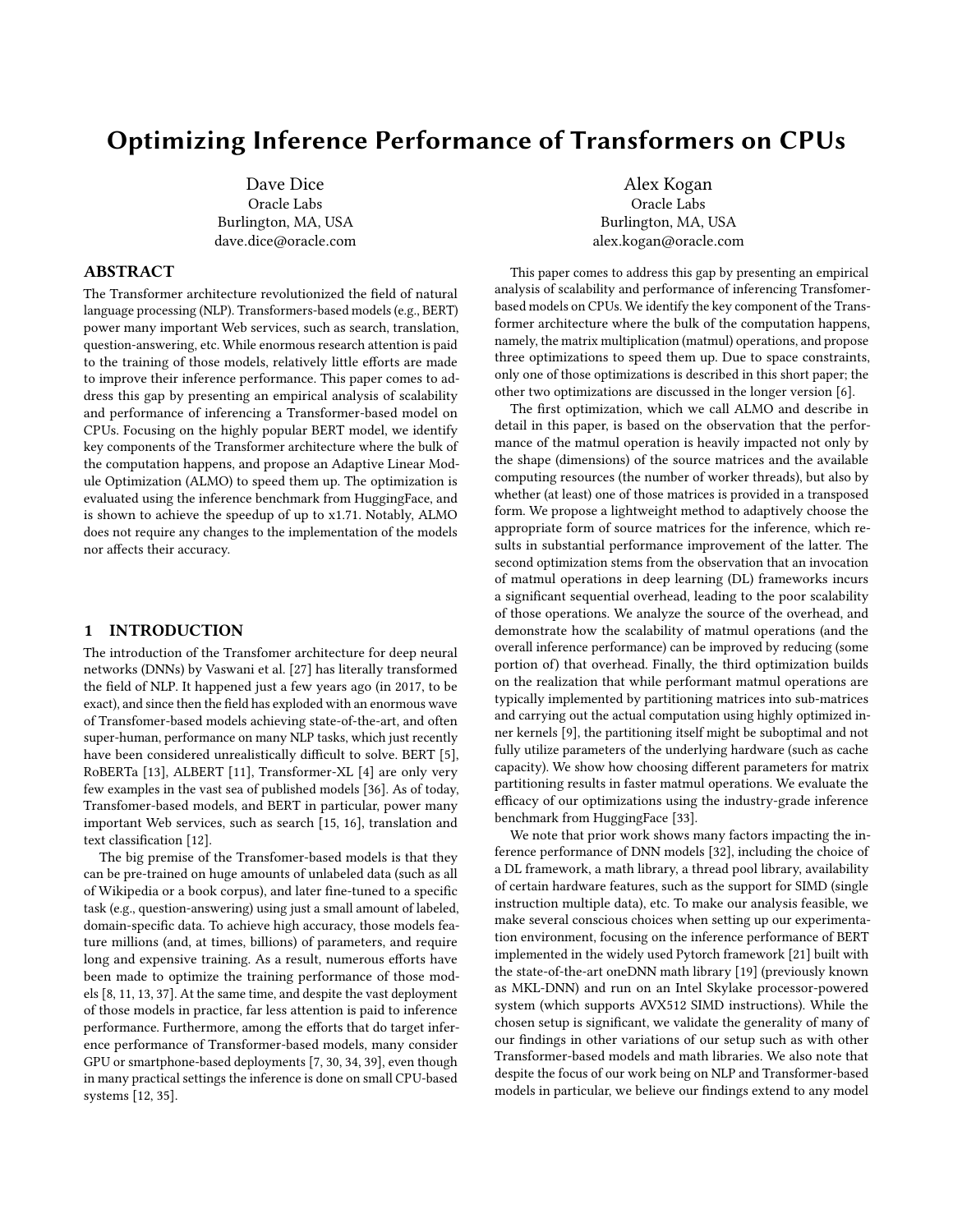# Optimizing Inference Performance of Transformers on CPUs

Dave Dice
Oracle Labs
Burlington, MA, USA
dave.dice@oracle.com

Alex Kogan
Oracle Labs
Burlington, MA, USA
alex.kogan@oracle.com

## ABSTRACT

The Transformer architecture revolutionized the field of natural language processing (NLP). Transformers-based models (e.g., BERT) power many important Web services, such as search, translation, question-answering, etc. While enormous research attention is paid to the training of those models, relatively little efforts are made to improve their inference performance. This paper comes to address this gap by presenting an empirical analysis of scalability and performance of inferencing a Transformer-based model on CPUs. Focusing on the highly popular BERT model, we identify key components of the Transformer architecture where the bulk of the computation happens, and propose an Adaptive Linear Module Optimization (ALMO) to speed them up. The optimization is evaluated using the inference benchmark from HuggingFace, and is shown to achieve the speedup of up to x1.71. Notably, ALMO does not require any changes to the implementation of the models nor affects their accuracy.

## 1 INTRODUCTION

The introduction of the Transfomer architecture for deep neural networks (DNNs) by Vaswani et al. [27] has literally transformed the field of NLP. It happened just a few years ago (in 2017, to be exact), and since then the field has exploded with an enormous wave of Transfomer-based models achieving state-of-the-art, and often super-human, performance on many NLP tasks, which just recently have been considered unrealistically difficult to solve. BERT [5], RoBERTa [13], ALBERT [11], Transformer-XL [4] are only very few examples in the vast sea of published models [36]. As of today, Transfomer-based models, and BERT in particular, power many important Web services, such as search [15, 16], translation and text classification [12].

The big premise of the Transfomer-based models is that they can be pre-trained on huge amounts of unlabeled data (such as all of Wikipedia or a book corpus), and later fine-tuned to a specific task (e.g., question-answering) using just a small amount of labeled, domain-specific data. To achieve high accuracy, those models feature millions (and, at times, billions) of parameters, and require long and expensive training. As a result, numerous efforts have been made to optimize the training performance of those models [8, 11, 13, 37]. At the same time, and despite the vast deployment of those models in practice, far less attention is paid to inference performance. Furthermore, among the efforts that do target inference performance of Transformer-based models, many consider GPU or smartphone-based deployments [7, 30, 34, 39], even though in many practical settings the inference is done on small CPU-based systems [12, 35].

This paper comes to address this gap by presenting an empirical analysis of scalability and performance of inferencing Transfomer-based models on CPUs. We identify the key component of the Transformer architecture where the bulk of the computation happens, namely, the matrix multiplication (matmul) operations, and propose three optimizations to speed them up. Due to space constraints, only one of those optimizations is described in this short paper; the other two optimizations are discussed in the longer version [6].

The first optimization, which we call ALMO and describe in detail in this paper, is based on the observation that the performance of the matmul operation is heavily impacted not only by the shape (dimensions) of the source matrices and the available computing resources (the number of worker threads), but also by whether (at least) one of those matrices is provided in a transposed form. We propose a lightweight method to adaptively choose the appropriate form of source matrices for the inference, which results in substantial performance improvement of the latter. The second optimization stems from the observation that an invocation of matmul operations in deep learning (DL) frameworks incurs a significant sequential overhead, leading to the poor scalability of those operations. We analyze the source of the overhead, and demonstrate how the scalability of matmul operations (and the overall inference performance) can be improved by reducing (some portion of) that overhead. Finally, the third optimization builds on the realization that while performant matmul operations are typically implemented by partitioning matrices into sub-matrices and carrying out the actual computation using highly optimized inner kernels [9], the partitioning itself might be suboptimal and not fully utilize parameters of the underlying hardware (such as cache capacity). We show how choosing different parameters for matrix partitioning results in faster matmul operations. We evaluate the efficacy of our optimizations using the industry-grade inference benchmark from HuggingFace [33].

We note that prior work shows many factors impacting the inference performance of DNN models [32], including the choice of a DL framework, a math library, a thread pool library, availability of certain hardware features, such as the support for SIMD (single instruction multiple data), etc. To make our analysis feasible, we make several conscious choices when setting up our experimentation environment, focusing on the inference performance of BERT implemented in the widely used Pytorch framework [21] built with the state-of-the-art oneDNN math library [19] (previously known as MKL-DNN) and run on an Intel Skylake processor-powered system (which supports AVX512 SIMD instructions). While the chosen setup is significant, we validate the generality of many of our findings in other variations of our setup such as with other Transformer-based models and math libraries. We also note that despite the focus of our work being on NLP and Transformer-based models in particular, we believe our findings extend to any model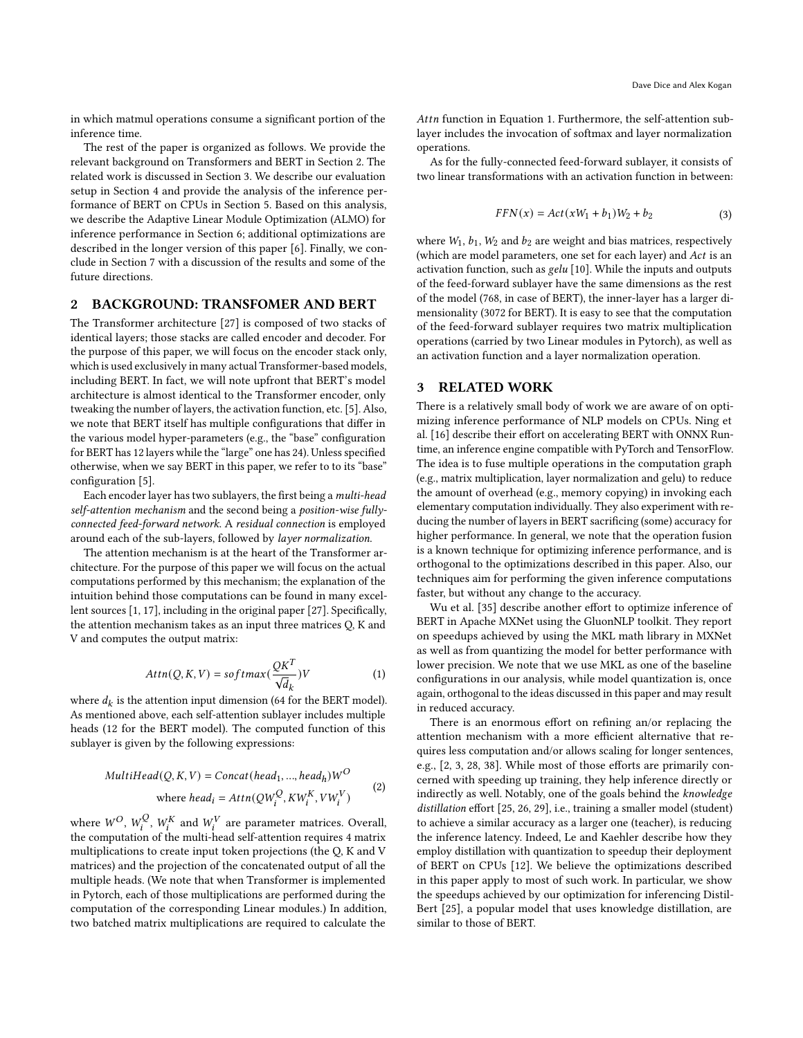in which matmul operations consume a significant portion of the inference time.

The rest of the paper is organized as follows. We provide the relevant background on Transformers and BERT in Section 2. The related work is discussed in Section 3. We describe our evaluation setup in Section 4 and provide the analysis of the inference performance of BERT on CPUs in Section 5. Based on this analysis, we describe the Adaptive Linear Module Optimization (ALMO) for inference performance in Section 6; additional optimizations are described in the longer version of this paper [6]. Finally, we conclude in Section 7 with a discussion of the results and some of the future directions.

## 2 BACKGROUND: TRANSFOMER AND BERT

The Transformer architecture [27] is composed of two stacks of identical layers; those stacks are called encoder and decoder. For the purpose of this paper, we will focus on the encoder stack only, which is used exclusively in many actual Transformer-based models, including BERT. In fact, we will note upfront that BERT's model architecture is almost identical to the Transformer encoder, only tweaking the number of layers, the activation function, etc. [5]. Also, we note that BERT itself has multiple configurations that differ in the various model hyper-parameters (e.g., the "base" configuration for BERT has 12 layers while the "large" one has 24). Unless specified otherwise, when we say BERT in this paper, we refer to to its "base" configuration [5].

Each encoder layer has two sublayers, the first being a *multi-head self-attention mechanism* and the second being a *position-wise fully-connected feed-forward network*. A *residual connection* is employed around each of the sub-layers, followed by *layer normalization*.

The attention mechanism is at the heart of the Transformer architecture. For the purpose of this paper we will focus on the actual computations performed by this mechanism; the explanation of the intuition behind those computations can be found in many excellent sources [1, 17], including in the original paper [27]. Specifically, the attention mechanism takes as an input three matrices Q, K and V and computes the output matrix:

$$Attn(Q, K, V) = softmax(\frac{QK^T}{\sqrt{d_k}})V \tag{1}$$

where $d_k$ is the attention input dimension (64 for the BERT model). As mentioned above, each self-attention sublayer includes multiple heads (12 for the BERT model). The computed function of this sublayer is given by the following expressions:

$$\begin{aligned} MultiHead(Q, K, V) &= Concat(head_1, ..., head_h)W^O \\ \text{where } head_i &= Attn(QW_i^Q, KW_i^K, VW_i^V) \end{aligned} \tag{2}$$

where $W^O$, $W_i^Q$, $W_i^K$ and $W_i^V$ are parameter matrices. Overall, the computation of the multi-head self-attention requires 4 matrix multiplications to create input token projections (the Q, K and V matrices) and the projection of the concatenated output of all the multiple heads. (We note that when Transformer is implemented in Pytorch, each of those multiplications are performed during the computation of the corresponding Linear modules.) In addition, two batched matrix multiplications are required to calculate the $Attn$ function in Equation 1. Furthermore, the self-attention sublayer includes the invocation of softmax and layer normalization operations.

As for the fully-connected feed-forward sublayer, it consists of two linear transformations with an activation function in between:

$$FFN(x) = Act(xW_1 + b_1)W_2 + b_2 \tag{3}$$

where $W_1$, $b_1$, $W_2$ and $b_2$ are weight and bias matrices, respectively (which are model parameters, one set for each layer) and $Act$ is an activation function, such as *gelu* [10]. While the inputs and outputs of the feed-forward sublayer have the same dimensions as the rest of the model (768, in case of BERT), the inner-layer has a larger dimensionality (3072 for BERT). It is easy to see that the computation of the feed-forward sublayer requires two matrix multiplication operations (carried by two Linear modules in Pytorch), as well as an activation function and a layer normalization operation.

## 3 RELATED WORK

There is a relatively small body of work we are aware of on optimizing inference performance of NLP models on CPUs. Ning et al. [16] describe their effort on accelerating BERT with ONNX Runtime, an inference engine compatible with PyTorch and TensorFlow. The idea is to fuse multiple operations in the computation graph (e.g., matrix multiplication, layer normalization and gelu) to reduce the amount of overhead (e.g., memory copying) in invoking each elementary computation individually. They also experiment with reducing the number of layers in BERT sacrificing (some) accuracy for higher performance. In general, we note that the operation fusion is a known technique for optimizing inference performance, and is orthogonal to the optimizations described in this paper. Also, our techniques aim for performing the given inference computations faster, but without any change to the accuracy.

Wu et al. [35] describe another effort to optimize inference of BERT in Apache MXNet using the GluonNLP toolkit. They report on speedups achieved by using the MKL math library in MXNet as well as from quantizing the model for better performance with lower precision. We note that we use MKL as one of the baseline configurations in our analysis, while model quantization is, once again, orthogonal to the ideas discussed in this paper and may result in reduced accuracy.

There is an enormous effort on refining an/or replacing the attention mechanism with a more efficient alternative that requires less computation and/or allows scaling for longer sentences, e.g., [2, 3, 28, 38]. While most of those efforts are primarily concerned with speeding up training, they help inference directly or indirectly as well. Notably, one of the goals behind the *knowledge distillation* effort [25, 26, 29], i.e., training a smaller model (student) to achieve a similar accuracy as a larger one (teacher), is reducing the inference latency. Indeed, Le and Kaehler describe how they employ distillation with quantization to speedup their deployment of BERT on CPUs [12]. We believe the optimizations described in this paper apply to most of such work. In particular, we show the speedups achieved by our optimization for inferencing DistilBert [25], a popular model that uses knowledge distillation, are similar to those of BERT.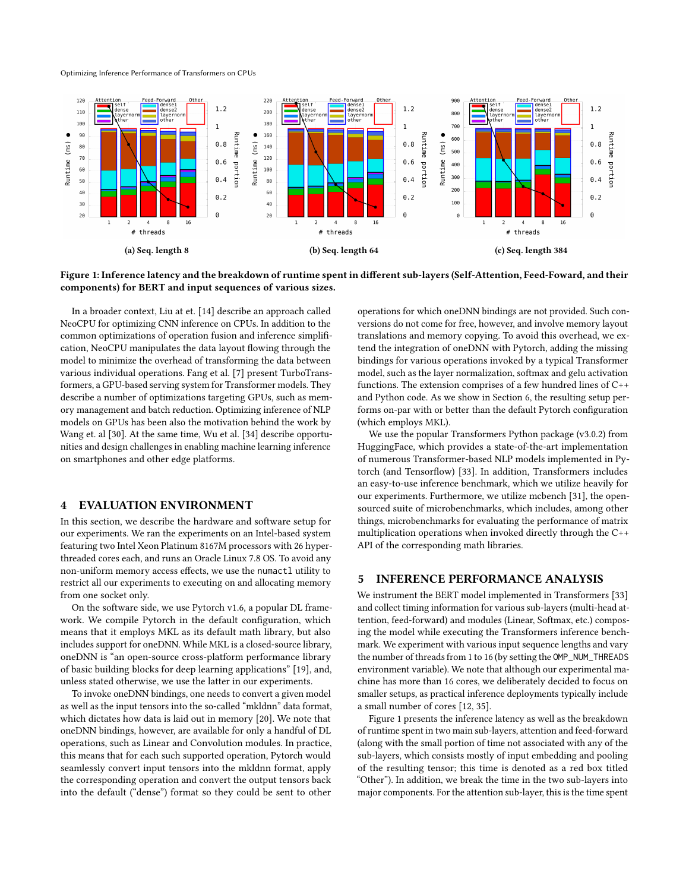Figure 1: Inference latency and the breakdown of runtime spent in different sub-layers (Self-Attention, Feed-Foward, and their components) for BERT and input sequences of various sizes.

(a) Seq. length 8

(b) Seq. length 64

(c) Seq. length 384

In a broader context, Liu at et. [14] describe an approach called NeoCPU for optimizing CNN inference on CPUs. In addition to the common optimizations of operation fusion and inference simplification, NeoCPU manipulates the data layout flowing through the model to minimize the overhead of transforming the data between various individual operations. Fang et al. [7] present TurboTransformers, a GPU-based serving system for Transformer models. They describe a number of optimizations targeting GPUs, such as memory management and batch reduction. Optimizing inference of NLP models on GPUs has been also the motivation behind the work by Wang et. al [30]. At the same time, Wu et al. [34] describe opportunities and design challenges in enabling machine learning inference on smartphones and other edge platforms.

## 4 EVALUATION ENVIRONMENT

In this section, we describe the hardware and software setup for our experiments. We ran the experiments on an Intel-based system featuring two Intel Xeon Platinum 8167M processors with 26 hyper-threaded cores each, and runs an Oracle Linux 7.8 OS. To avoid any non-uniform memory access effects, we use the numactl utility to restrict all our experiments to executing on and allocating memory from one socket only.

On the software side, we use Pytorch v1.6, a popular DL framework. We compile Pytorch in the default configuration, which means that it employs MKL as its default math library, but also includes support for oneDNN. While MKL is a closed-source library, oneDNN is "an open-source cross-platform performance library of basic building blocks for deep learning applications" [19], and, unless stated otherwise, we use the latter in our experiments.

To invoke oneDNN bindings, one needs to convert a given model as well as the input tensors into the so-called "mkldnn" data format, which dictates how data is laid out in memory [20]. We note that oneDNN bindings, however, are available for only a handful of DL operations, such as Linear and Convolution modules. In practice, this means that for each such supported operation, Pytorch would seamlessly convert input tensors into the mkldnn format, apply the corresponding operation and convert the output tensors back into the default ("dense") format so they could be sent to other operations for which oneDNN bindings are not provided. Such conversions do not come for free, however, and involve memory layout translations and memory copying. To avoid this overhead, we extend the integration of oneDNN with Pytorch, adding the missing bindings for various operations invoked by a typical Transformer model, such as the layer normalization, softmax and gelu activation functions. The extension comprises of a few hundred lines of C++ and Python code. As we show in Section 6, the resulting setup performs on-par with or better than the default Pytorch configuration (which employs MKL).

We use the popular Transformers Python package (v3.0.2) from HuggingFace, which provides a state-of-the-art implementation of numerous Transformer-based NLP models implemented in Pytorch (and Tensorflow) [33]. In addition, Transformers includes an easy-to-use inference benchmark, which we utilize heavily for our experiments. Furthermore, we utilize mcbench [31], the open-sourced suite of microbenchmarks, which includes, among other things, microbenchmarks for evaluating the performance of matrix multiplication operations when invoked directly through the C++ API of the corresponding math libraries.

## 5 INFERENCE PERFORMANCE ANALYSIS

We instrument the BERT model implemented in Transformers [33] and collect timing information for various sub-layers (multi-head attention, feed-forward) and modules (Linear, Softmax, etc.) composing the model while executing the Transformers inference benchmark. We experiment with various input sequence lengths and vary the number of threads from 1 to 16 (by setting the OMP_NUM_THREADS environment variable). We note that although our experimental machine has more than 16 cores, we deliberately decided to focus on smaller setups, as practical inference deployments typically include a small number of cores [12, 35].

Figure 1 presents the inference latency as well as the breakdown of runtime spent in two main sub-layers, attention and feed-forward (along with the small portion of time not associated with any of the sub-layers, which consists mostly of input embedding and pooling of the resulting tensor; this time is denoted as a red box titled "Other"). In addition, we break the time in the two sub-layers into major components. For the attention sub-layer, this is the time spent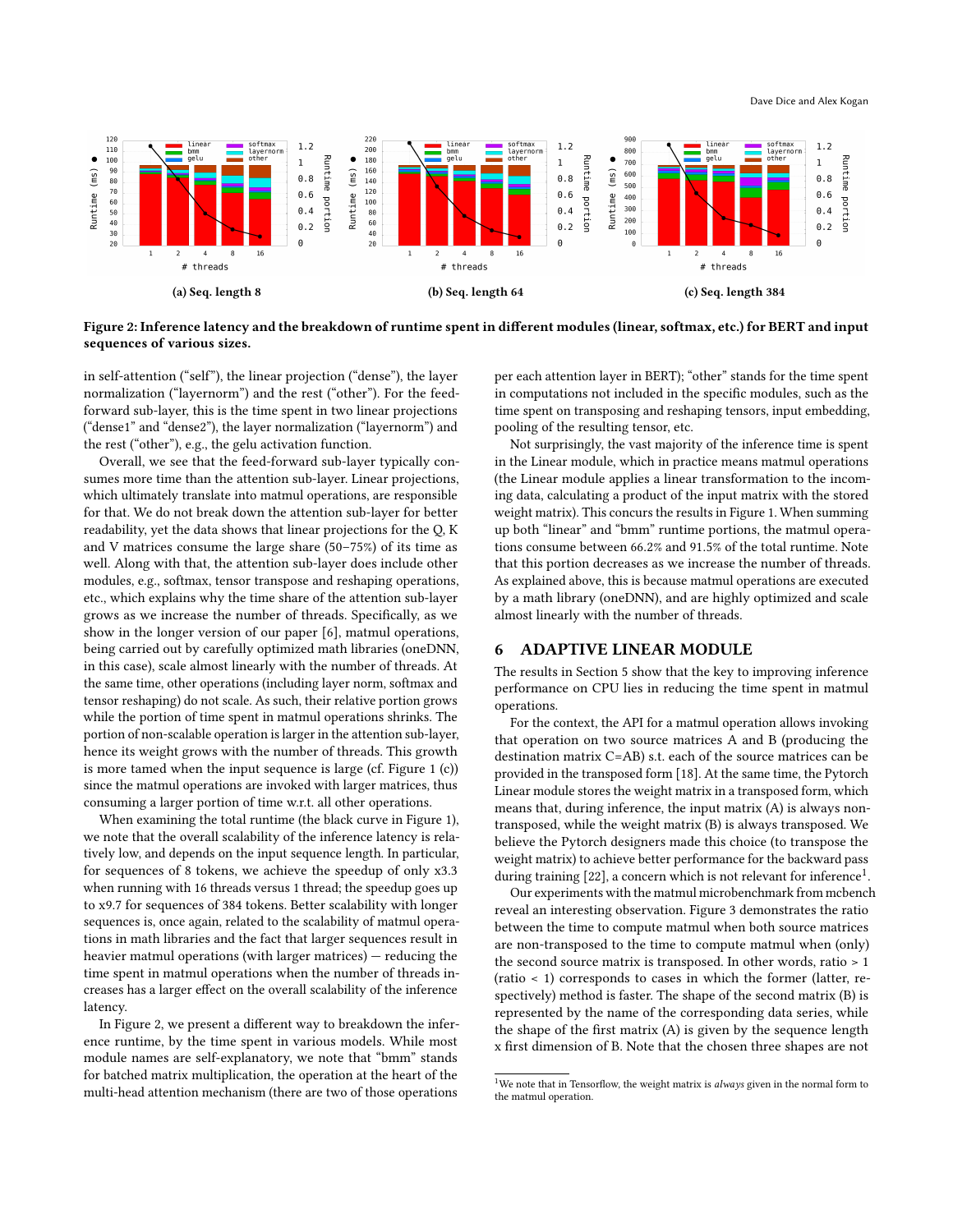(a) Seq. length 8

(b) Seq. length 64

(c) Seq. length 384

**Figure 2: Inference latency and the breakdown of runtime spent in different modules (linear, softmax, etc.) for BERT and input sequences of various sizes.**

in self-attention ("self"), the linear projection ("dense"), the layer normalization ("layernorm") and the rest ("other"). For the feed-forward sub-layer, this is the time spent in two linear projections ("dense1" and "dense2"), the layer normalization ("layernorm") and the rest ("other"), e.g., the gelu activation function.

Overall, we see that the feed-forward sub-layer typically consumes more time than the attention sub-layer. Linear projections, which ultimately translate into matmul operations, are responsible for that. We do not break down the attention sub-layer for better readability, yet the data shows that linear projections for the Q, K and V matrices consume the large share (50–75%) of its time as well. Along with that, the attention sub-layer does include other modules, e.g., softmax, tensor transpose and reshaping operations, etc., which explains why the time share of the attention sub-layer grows as we increase the number of threads. Specifically, as we show in the longer version of our paper [6], matmul operations, being carried out by carefully optimized math libraries (oneDNN, in this case), scale almost linearly with the number of threads. At the same time, other operations (including layer norm, softmax and tensor reshaping) do not scale. As such, their relative portion grows while the portion of time spent in matmul operations shrinks. The portion of non-scalable operation is larger in the attention sub-layer, hence its weight grows with the number of threads. This growth is more tamed when the input sequence is large (cf. Figure 1 (c)) since the matmul operations are invoked with larger matrices, thus consuming a larger portion of time w.r.t. all other operations.

When examining the total runtime (the black curve in Figure 1), we note that the overall scalability of the inference latency is relatively low, and depends on the input sequence length. In particular, for sequences of 8 tokens, we achieve the speedup of only x3.3 when running with 16 threads versus 1 thread; the speedup goes up to x9.7 for sequences of 384 tokens. Better scalability with longer sequences is, once again, related to the scalability of matmul operations in math libraries and the fact that larger sequences result in heavier matmul operations (with larger matrices) — reducing the time spent in matmul operations when the number of threads increases has a larger effect on the overall scalability of the inference latency.

In Figure 2, we present a different way to breakdown the inference runtime, by the time spent in various models. While most module names are self-explanatory, we note that "bmm" stands for batched matrix multiplication, the operation at the heart of the multi-head attention mechanism (there are two of those operations per each attention layer in BERT); "other" stands for the time spent in computations not included in the specific modules, such as the time spent on transposing and reshaping tensors, input embedding, pooling of the resulting tensor, etc.

Not surprisingly, the vast majority of the inference time is spent in the Linear module, which in practice means matmul operations (the Linear module applies a linear transformation to the incoming data, calculating a product of the input matrix with the stored weight matrix). This concurs the results in Figure 1. When summing up both "linear" and "bmm" runtime portions, the matmul operations consume between 66.2% and 91.5% of the total runtime. Note that this portion decreases as we increase the number of threads. As explained above, this is because matmul operations are executed by a math library (oneDNN), and are highly optimized and scale almost linearly with the number of threads.

## 6 ADAPTIVE LINEAR MODULE

The results in Section 5 show that the key to improving inference performance on CPU lies in reducing the time spent in matmul operations.

For the context, the API for a matmul operation allows invoking that operation on two source matrices A and B (producing the destination matrix C=AB) s.t. each of the source matrices can be provided in the transposed form [18]. At the same time, the Pytorch Linear module stores the weight matrix in a transposed form, which means that, during inference, the input matrix (A) is always non-transposed, while the weight matrix (B) is always transposed. We believe the Pytorch designers made this choice (to transpose the weight matrix) to achieve better performance for the backward pass during training [22], a concern which is not relevant for inference[1].

Our experiments with the matmul microbenchmark from mcbench reveal an interesting observation. Figure 3 demonstrates the ratio between the time to compute matmul when both source matrices are non-transposed to the time to compute matmul when (only) the second source matrix is transposed. In other words, ratio > 1 (ratio < 1) corresponds to cases in which the former (latter, respectively) method is faster. The shape of the second matrix (B) is represented by the name of the corresponding data series, while the shape of the first matrix (A) is given by the sequence length x first dimension of B. Note that the chosen three shapes are not

[1] We note that in Tensorflow, the weight matrix is *always* given in the normal form to the matmul operation.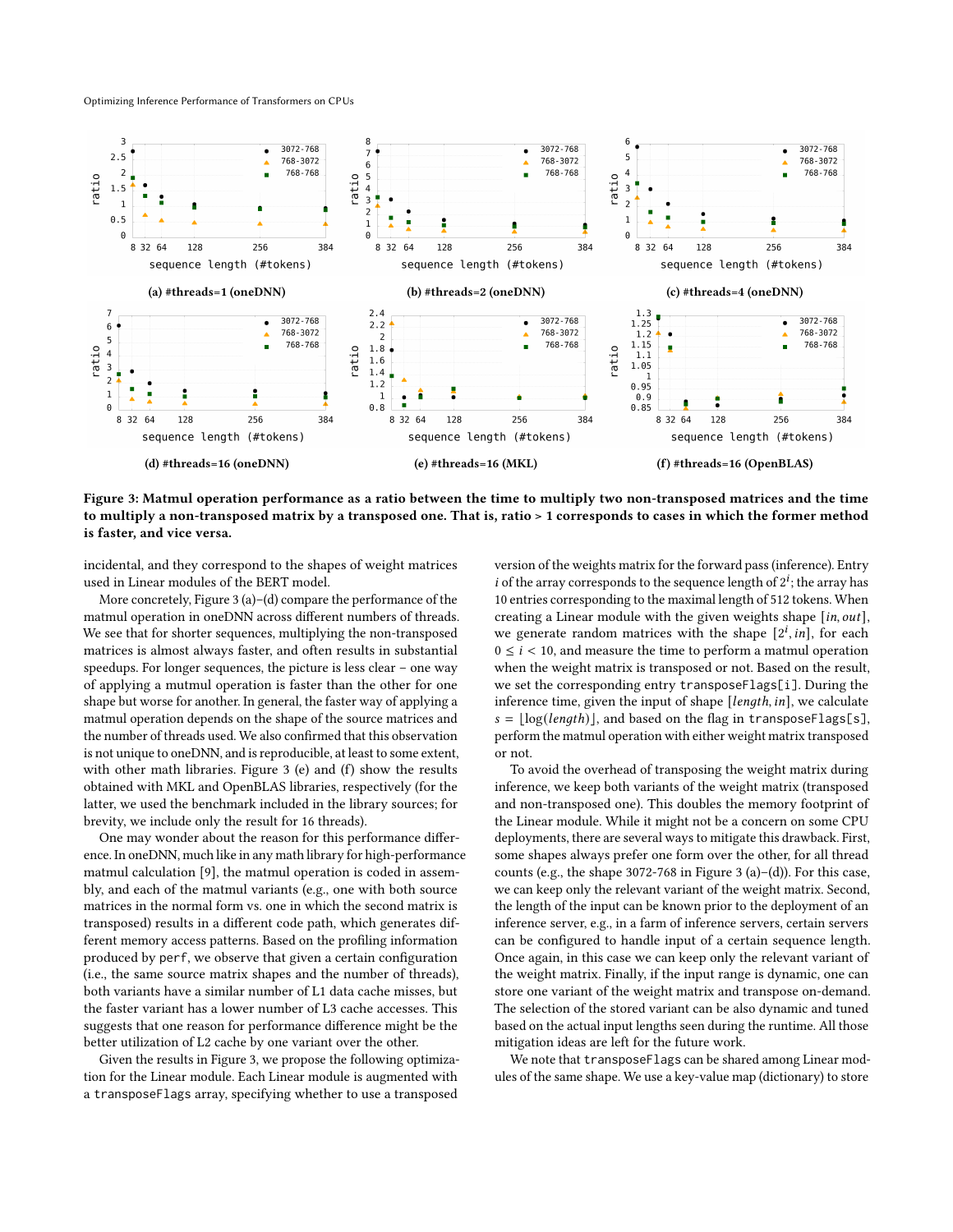(a) #threads=1 (oneDNN)

(b) #threads=2 (oneDNN)

(c) #threads=4 (oneDNN)

(d) #threads=16 (oneDNN)

(e) #threads=16 (MKL)

(f) #threads=16 (OpenBLAS)

**Figure 3: Matmul operation performance as a ratio between the time to multiply two non-transposed matrices and the time to multiply a non-transposed matrix by a transposed one. That is, ratio > 1 corresponds to cases in which the former method is faster, and vice versa.**

incidental, and they correspond to the shapes of weight matrices used in Linear modules of the BERT model.

More concretely, Figure 3 (a)–(d) compare the performance of the matmul operation in oneDNN across different numbers of threads. We see that for shorter sequences, multiplying the non-transposed matrices is almost always faster, and often results in substantial speedups. For longer sequences, the picture is less clear – one way of applying a mutmul operation is faster than the other for one shape but worse for another. In general, the faster way of applying a matmul operation depends on the shape of the source matrices and the number of threads used. We also confirmed that this observation is not unique to oneDNN, and is reproducible, at least to some extent, with other math libraries. Figure 3 (e) and (f) show the results obtained with MKL and OpenBLAS libraries, respectively (for the latter, we used the benchmark included in the library sources; for brevity, we include only the result for 16 threads).

One may wonder about the reason for this performance difference. In oneDNN, much like in any math library for high-performance matmul calculation [9], the matmul operation is coded in assembly, and each of the matmul variants (e.g., one with both source matrices in the normal form vs. one in which the second matrix is transposed) results in a different code path, which generates different memory access patterns. Based on the profiling information produced by `perf`, we observe that given a certain configuration (i.e., the same source matrix shapes and the number of threads), both variants have a similar number of L1 data cache misses, but the faster variant has a lower number of L3 cache accesses. This suggests that one reason for performance difference might be the better utilization of L2 cache by one variant over the other.

Given the results in Figure 3, we propose the following optimization for the Linear module. Each Linear module is augmented with a `transposeFlags` array, specifying whether to use a transposed version of the weights matrix for the forward pass (inference). Entry $i$ of the array corresponds to the sequence length of $2^i$; the array has 10 entries corresponding to the maximal length of 512 tokens. When creating a Linear module with the given weights shape $[in, out]$, we generate random matrices with the shape $[2^i, in]$, for each $0 \leq i < 10$, and measure the time to perform a matmul operation when the weight matrix is transposed or not. Based on the result, we set the corresponding entry `transposeFlags[i]`. During the inference time, given the input of shape $[length, in]$, we calculate $s = \lfloor \log(length) \rfloor$, and based on the flag in `transposeFlags[s]`, perform the matmul operation with either weight matrix transposed or not.

To avoid the overhead of transposing the weight matrix during inference, we keep both variants of the weight matrix (transposed and non-transposed one). This doubles the memory footprint of the Linear module. While it might not be a concern on some CPU deployments, there are several ways to mitigate this drawback. First, some shapes always prefer one form over the other, for all thread counts (e.g., the shape 3072-768 in Figure 3 (a)–(d)). For this case, we can keep only the relevant variant of the weight matrix. Second, the length of the input can be known prior to the deployment of an inference server, e.g., in a farm of inference servers, certain servers can be configured to handle input of a certain sequence length. Once again, in this case we can keep only the relevant variant of the weight matrix. Finally, if the input range is dynamic, one can store one variant of the weight matrix and transpose on-demand. The selection of the stored variant can be also dynamic and tuned based on the actual input lengths seen during the runtime. All those mitigation ideas are left for the future work.

We note that `transposeFlags` can be shared among Linear modules of the same shape. We use a key-value map (dictionary) to store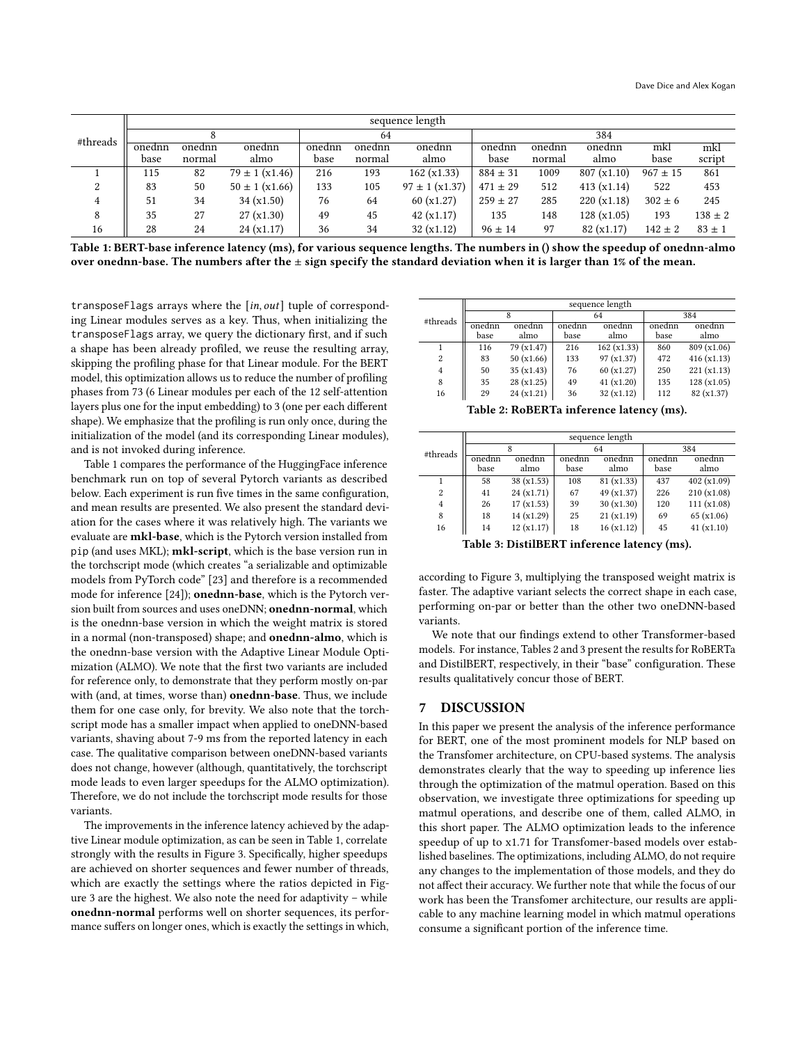| #threads | sequence length | | | | | | | | | | |
|---|---|---|---|---|---|---|---|---|---|---|---|
| | 8 | | | 64 | | | 384 | | | | |
| | onednn base | onednn normal | onednn almo | onednn base | onednn normal | onednn almo | onednn base | onednn normal | onednn almo | mkl base | mkl script |
| 1 | 115 | 82 | 79 ± 1 (x1.46) | 216 | 193 | 162 (x1.33) | 884 ± 31 | 1009 | 807 (x1.10) | 967 ± 15 | 861 |
| 2 | 83 | 50 | 50 ± 1 (x1.66) | 133 | 105 | 97 ± 1 (x1.37) | 471 ± 29 | 512 | 413 (x1.14) | 522 | 453 |
| 4 | 51 | 34 | 34 (x1.50) | 76 | 64 | 60 (x1.27) | 259 ± 27 | 285 | 220 (x1.18) | 302 ± 6 | 245 |
| 8 | 35 | 27 | 27 (x1.30) | 49 | 45 | 42 (x1.17) | 135 | 148 | 128 (x1.05) | 193 | 138 ± 2 |
| 16 | 28 | 24 | 24 (x1.17) | 36 | 34 | 32 (x1.12) | 96 ± 14 | 97 | 82 (x1.17) | 142 ± 2 | 83 ± 1 |

**Table 1: BERT-base inference latency (ms), for various sequence lengths. The numbers in () show the speedup of onednn-almo over onednn-base. The numbers after the ± sign specify the standard deviation when it is larger than 1% of the mean.**

transposeFlags arrays where the $[in, out]$ tuple of corresponding Linear modules serves as a key. Thus, when initializing the transposeFlags array, we query the dictionary first, and if such a shape has been already profiled, we reuse the resulting array, skipping the profiling phase for that Linear module. For the BERT model, this optimization allows us to reduce the number of profiling phases from 73 (6 Linear modules per each of the 12 self-attention layers plus one for the input embedding) to 3 (one per each different shape). We emphasize that the profiling is run only once, during the initialization of the model (and its corresponding Linear modules), and is not invoked during inference.

Table 1 compares the performance of the HuggingFace inference benchmark run on top of several Pytorch variants as described below. Each experiment is run five times in the same configuration, and mean results are presented. We also present the standard deviation for the cases where it was relatively high. The variants we evaluate are **mkl-base**, which is the Pytorch version installed from pip (and uses MKL); **mkl-script**, which is the base version run in the torchscript mode (which creates "a serializable and optimizable models from PyTorch code" [23] and therefore is a recommended mode for inference [24]); **onednn-base**, which is the Pytorch version built from sources and uses oneDNN; **onednn-normal**, which is the onednn-base version in which the weight matrix is stored in a normal (non-transposed) shape; and **onednn-almo**, which is the onednn-base version with the Adaptive Linear Module Optimization (ALMO). We note that the first two variants are included for reference only, to demonstrate that they perform mostly on-par with (and, at times, worse than) **onednn-base**. Thus, we include them for one case only, for brevity. We also note that the torchscript mode has a smaller impact when applied to oneDNN-based variants, shaving about 7-9 ms from the reported latency in each case. The qualitative comparison between oneDNN-based variants does not change, however (although, quantitatively, the torchscript mode leads to even larger speedups for the ALMO optimization). Therefore, we do not include the torchscript mode results for those variants.

The improvements in the inference latency achieved by the adaptive Linear module optimization, as can be seen in Table 1, correlate strongly with the results in Figure 3. Specifically, higher speedups are achieved on shorter sequences and fewer number of threads, which are exactly the settings where the ratios depicted in Figure 3 are the highest. We also note the need for adaptivity – while **onednn-normal** performs well on shorter sequences, its performance suffers on longer ones, which is exactly the settings in which,

| #threads | sequence length | | | | | |
|---|---|---|---|---|---|---|
| | 8 | | 64 | | 384 | |
| | onednn base | onednn almo | onednn base | onednn almo | onednn base | onednn almo |
| 1 | 116 | 79 (x1.47) | 216 | 162 (x1.33) | 860 | 809 (x1.06) |
| 2 | 83 | 50 (x1.66) | 133 | 97 (x1.37) | 472 | 416 (x1.13) |
| 4 | 50 | 35 (x1.43) | 76 | 60 (x1.27) | 250 | 221 (x1.13) |
| 8 | 35 | 28 (x1.25) | 49 | 41 (x1.20) | 135 | 128 (x1.05) |
| 16 | 29 | 24 (x1.21) | 36 | 32 (x1.12) | 112 | 82 (x1.37) |

**Table 2: RoBERTa inference latency (ms).**

| #threads | sequence length | | | | | |
|---|---|---|---|---|---|---|
| | 8 | | 64 | | 384 | |
| | onednn base | onednn almo | onednn base | onednn almo | onednn base | onednn almo |
| 1 | 58 | 38 (x1.53) | 108 | 81 (x1.33) | 437 | 402 (x1.09) |
| 2 | 41 | 24 (x1.71) | 67 | 49 (x1.37) | 226 | 210 (x1.08) |
| 4 | 26 | 17 (x1.53) | 39 | 30 (x1.30) | 120 | 111 (x1.08) |
| 8 | 18 | 14 (x1.29) | 25 | 21 (x1.19) | 69 | 65 (x1.06) |
| 16 | 14 | 12 (x1.17) | 18 | 16 (x1.12) | 45 | 41 (x1.10) |

**Table 3: DistilBERT inference latency (ms).**

according to Figure 3, multiplying the transposed weight matrix is faster. The adaptive variant selects the correct shape in each case, performing on-par or better than the other two oneDNN-based variants.

We note that our findings extend to other Transformer-based models. For instance, Tables 2 and 3 present the results for RoBERTa and DistilBERT, respectively, in their "base" configuration. These results qualitatively concur those of BERT.

## 7 DISCUSSION

In this paper we present the analysis of the inference performance for BERT, one of the most prominent models for NLP based on the Transfomer architecture, on CPU-based systems. The analysis demonstrates clearly that the way to speeding up inference lies through the optimization of the matmul operation. Based on this observation, we investigate three optimizations for speeding up matmul operations, and describe one of them, called ALMO, in this short paper. The ALMO optimization leads to the inference speedup of up to x1.71 for Transfomer-based models over established baselines. The optimizations, including ALMO, do not require any changes to the implementation of those models, and they do not affect their accuracy. We further note that while the focus of our work has been the Transfomer architecture, our results are applicable to any machine learning model in which matmul operations consume a significant portion of the inference time.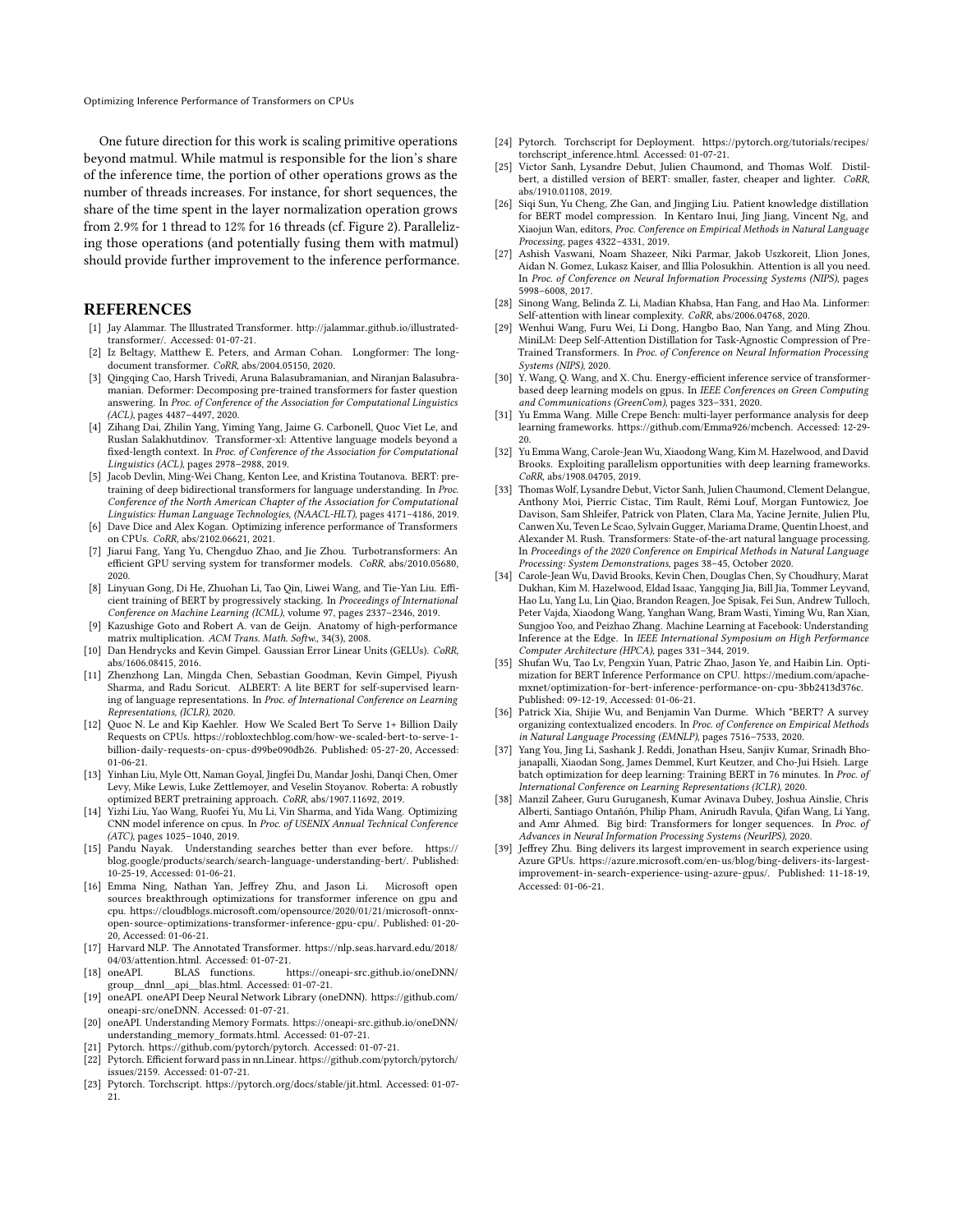One future direction for this work is scaling primitive operations beyond matmul. While matmul is responsible for the lion's share of the inference time, the portion of other operations grows as the number of threads increases. For instance, for short sequences, the share of the time spent in the layer normalization operation grows from 2.9% for 1 thread to 12% for 16 threads (cf. Figure 2). Parallelizing those operations (and potentially fusing them with matmul) should provide further improvement to the inference performance.

## REFERENCES

- [1] Jay Alammar. The Illustrated Transformer. http://jalammar.github.io/illustrated-transformer/. Accessed: 01-07-21.
- [2] Iz Beltagy, Matthew E. Peters, and Arman Cohan. Longformer: The long-document transformer. *CoRR*, abs/2004.05150, 2020.
- [3] Qingqing Cao, Harsh Trivedi, Aruna Balasubramanian, and Niranjan Balasubramanian. Deformer: Decomposing pre-trained transformers for faster question answering. In *Proc. of Conference of the Association for Computational Linguistics (ACL)*, pages 4487–4497, 2020.
- [4] Zihang Dai, Zhilin Yang, Yiming Yang, Jaime G. Carbonell, Quoc Viet Le, and Ruslan Salakhutdinov. Transformer-xl: Attentive language models beyond a fixed-length context. In *Proc. of Conference of the Association for Computational Linguistics (ACL)*, pages 2978–2988, 2019.
- [5] Jacob Devlin, Ming-Wei Chang, Kenton Lee, and Kristina Toutanova. BERT: pre-training of deep bidirectional transformers for language understanding. In *Proc. Conference of the North American Chapter of the Association for Computational Linguistics: Human Language Technologies, (NAACL-HLT)*, pages 4171–4186, 2019.
- [6] Dave Dice and Alex Kogan. Optimizing inference performance of Transformers on CPUs. *CoRR*, abs/2102.06621, 2021.
- [7] Jiarui Fang, Yang Yu, Chengduo Zhao, and Jie Zhou. Turbotransformers: An efficient GPU serving system for transformer models. *CoRR*, abs/2010.05680, 2020.
- [8] Linyuan Gong, Di He, Zhuohan Li, Tao Qin, Liwei Wang, and Tie-Yan Liu. Efficient training of BERT by progressively stacking. In *Proceedings of International Conference on Machine Learning (ICML)*, volume 97, pages 2337–2346, 2019.
- [9] Kazushige Goto and Robert A. van de Geijn. Anatomy of high-performance matrix multiplication. *ACM Trans. Math. Softw.*, 34(3), 2008.
- [10] Dan Hendrycks and Kevin Gimpel. Gaussian Error Linear Units (GELUs). *CoRR*, abs/1606.08415, 2016.
- [11] Zhenzhong Lan, Mingda Chen, Sebastian Goodman, Kevin Gimpel, Piyush Sharma, and Radu Soricut. ALBERT: A lite BERT for self-supervised learning of language representations. In *Proc. of International Conference on Learning Representations, (ICLR)*, 2020.
- [12] Quoc N. Le and Kip Kaehler. How We Scaled Bert To Serve 1+ Billion Daily Requests on CPUs. https://robloxtechblog.com/how-we-scaled-bert-to-serve-1-billion-daily-requests-on-cpus-d99be090db26. Published: 05-27-20, Accessed: 01-06-21.
- [13] Yinhan Liu, Myle Ott, Naman Goyal, Jingfei Du, Mandar Joshi, Danqi Chen, Omer Levy, Mike Lewis, Luke Zettlemoyer, and Veselin Stoyanov. Roberta: A robustly optimized BERT pretraining approach. *CoRR*, abs/1907.11692, 2019.
- [14] Yizhi Liu, Yao Wang, Ruofei Yu, Mu Li, Vin Sharma, and Yida Wang. Optimizing CNN model inference on cpus. In *Proc. of USENIX Annual Technical Conference (ATC)*, pages 1025–1040, 2019.
- [15] Pandu Nayak. Understanding searches better than ever before. https://blog.google/products/search/search-language-understanding-bert/. Published: 10-25-19, Accessed: 01-06-21.
- [16] Emma Ning, Nathan Yan, Jeffrey Zhu, and Jason Li. Microsoft open sources breakthrough optimizations for transformer inference on gpu and cpu. https://cloudblogs.microsoft.com/opensource/2020/01/21/microsoft-onnx-open-source-optimizations-transformer-inference-gpu-cpu/. Published: 01-20-20, Accessed: 01-06-21.
- [17] Harvard NLP. The Annotated Transformer. https://nlp.seas.harvard.edu/2018/04/03/attention.html. Accessed: 01-07-21.
- [18] oneAPI. BLAS functions. https://oneapi-src.github.io/oneDNN/group__dnnl__api__blas.html. Accessed: 01-07-21.
- [19] oneAPI. oneAPI Deep Neural Network Library (oneDNN). https://github.com/oneapi-src/oneDNN. Accessed: 01-07-21.
- [20] oneAPI. Understanding Memory Formats. https://oneapi-src.github.io/oneDNN/understanding_memory_formats.html. Accessed: 01-07-21.
- [21] Pytorch. https://github.com/pytorch/pytorch. Accessed: 01-07-21.
- [22] Pytorch. Efficient forward pass in nn.Linear. https://github.com/pytorch/pytorch/issues/2159. Accessed: 01-07-21.
- [23] Pytorch. Torchscript. https://pytorch.org/docs/stable/jit.html. Accessed: 01-07-21.
- [24] Pytorch. Torchscript for Deployment. https://pytorch.org/tutorials/recipes/torchscript_inference.html. Accessed: 01-07-21.
- [25] Victor Sanh, Lysandre Debut, Julien Chaumond, and Thomas Wolf. Distilbert, a distilled version of BERT: smaller, faster, cheaper and lighter. *CoRR*, abs/1910.01108, 2019.
- [26] Siqi Sun, Yu Cheng, Zhe Gan, and Jingjing Liu. Patient knowledge distillation for BERT model compression. In Kentaro Inui, Jing Jiang, Vincent Ng, and Xiaojun Wan, editors, *Proc. Conference on Empirical Methods in Natural Language Processing*, pages 4322–4331, 2019.
- [27] Ashish Vaswani, Noam Shazeer, Niki Parmar, Jakob Uszkoreit, Llion Jones, Aidan N. Gomez, Lukasz Kaiser, and Illia Polosukhin. Attention is all you need. In *Proc. of Conference on Neural Information Processing Systems (NIPS)*, pages 5998–6008, 2017.
- [28] Sinong Wang, Belinda Z. Li, Madian Khabsa, Han Fang, and Hao Ma. Linformer: Self-attention with linear complexity. *CoRR*, abs/2006.04768, 2020.
- [29] Wenhui Wang, Furu Wei, Li Dong, Hangbo Bao, Nan Yang, and Ming Zhou. MiniLM: Deep Self-Attention Distillation for Task-Agnostic Compression of Pre-Trained Transformers. In *Proc. of Conference on Neural Information Processing Systems (NIPS)*, 2020.
- [30] Y. Wang, Q. Wang, and X. Chu. Energy-efficient inference service of transformer-based deep learning models on gpus. In *IEEE Conferences on Green Computing and Communications (GreenCom)*, pages 323–331, 2020.
- [31] Yu Emma Wang. Mille Crepe Bench: multi-layer performance analysis for deep learning frameworks. https://github.com/Emma926/mcbench. Accessed: 12-29-20.
- [32] Yu Emma Wang, Carole-Jean Wu, Xiaodong Wang, Kim M. Hazelwood, and David Brooks. Exploiting parallelism opportunities with deep learning frameworks. *CoRR*, abs/1908.04705, 2019.
- [33] Thomas Wolf, Lysandre Debut, Victor Sanh, Julien Chaumond, Clement Delangue, Anthony Moi, Pierric Cistac, Tim Rault, Rémi Louf, Morgan Funtowicz, Joe Davison, Sam Shleifer, Patrick von Platen, Clara Ma, Yacine Jernite, Julien Plu, Canwen Xu, Teven Le Scao, Sylvain Gugger, Mariama Drame, Quentin Lhoest, and Alexander M. Rush. Transformers: State-of-the-art natural language processing. In *Proceedings of the 2020 Conference on Empirical Methods in Natural Language Processing: System Demonstrations*, pages 38–45, October 2020.
- [34] Carole-Jean Wu, David Brooks, Kevin Chen, Douglas Chen, Sy Choudhury, Marat Dukhan, Kim M. Hazelwood, Eldad Isaac, Yangqing Jia, Bill Jia, Tommer Leyvand, Hao Lu, Yang Lu, Lin Qiao, Brandon Reagen, Joe Spisak, Fei Sun, Andrew Tulloch, Peter Vajda, Xiaodong Wang, Yanghan Wang, Bram Wasti, Yiming Wu, Ran Xian, Sungjoo Yoo, and Peizhao Zhang. Machine Learning at Facebook: Understanding Inference at the Edge. In *IEEE International Symposium on High Performance Computer Architecture (HPCA)*, pages 331–344, 2019.
- [35] Shufan Wu, Tao Lv, Pengxin Yuan, Patric Zhao, Jason Ye, and Haibin Lin. Optimization for BERT Inference Performance on CPU. https://medium.com/apache-mxnet/optimization-for-bert-inference-performance-on-cpu-3bb2413d376c. Published: 09-12-19, Accessed: 01-06-21.
- [36] Patrick Xia, Shijie Wu, and Benjamin Van Durme. Which *BERT? A survey organizing contextualized encoders. In *Proc. of Conference on Empirical Methods in Natural Language Processing (EMNLP)*, pages 7516–7533, 2020.
- [37] Yang You, Jing Li, Sashank J. Reddi, Jonathan Hseu, Sanjiv Kumar, Srinadh Bhojanapalli, Xiaodan Song, James Demmel, Kurt Keutzer, and Cho-Jui Hsieh. Large batch optimization for deep learning: Training BERT in 76 minutes. In *Proc. of International Conference on Learning Representations (ICLR)*, 2020.
- [38] Manzil Zaheer, Guru Guruganesh, Kumar Avinava Dubey, Joshua Ainslie, Chris Alberti, Santiago Ontañón, Philip Pham, Anirudh Ravula, Qifan Wang, Li Yang, and Amr Ahmed. Big bird: Transformers for longer sequences. In *Proc. of Advances in Neural Information Processing Systems (NeurIPS)*, 2020.
- [39] Jeffrey Zhu. Bing delivers its largest improvement in search experience using Azure GPUs. https://azure.microsoft.com/en-us/blog/bing-delivers-its-largest-improvement-in-search-experience-using-azure-gpus/. Published: 11-18-19, Accessed: 01-06-21.